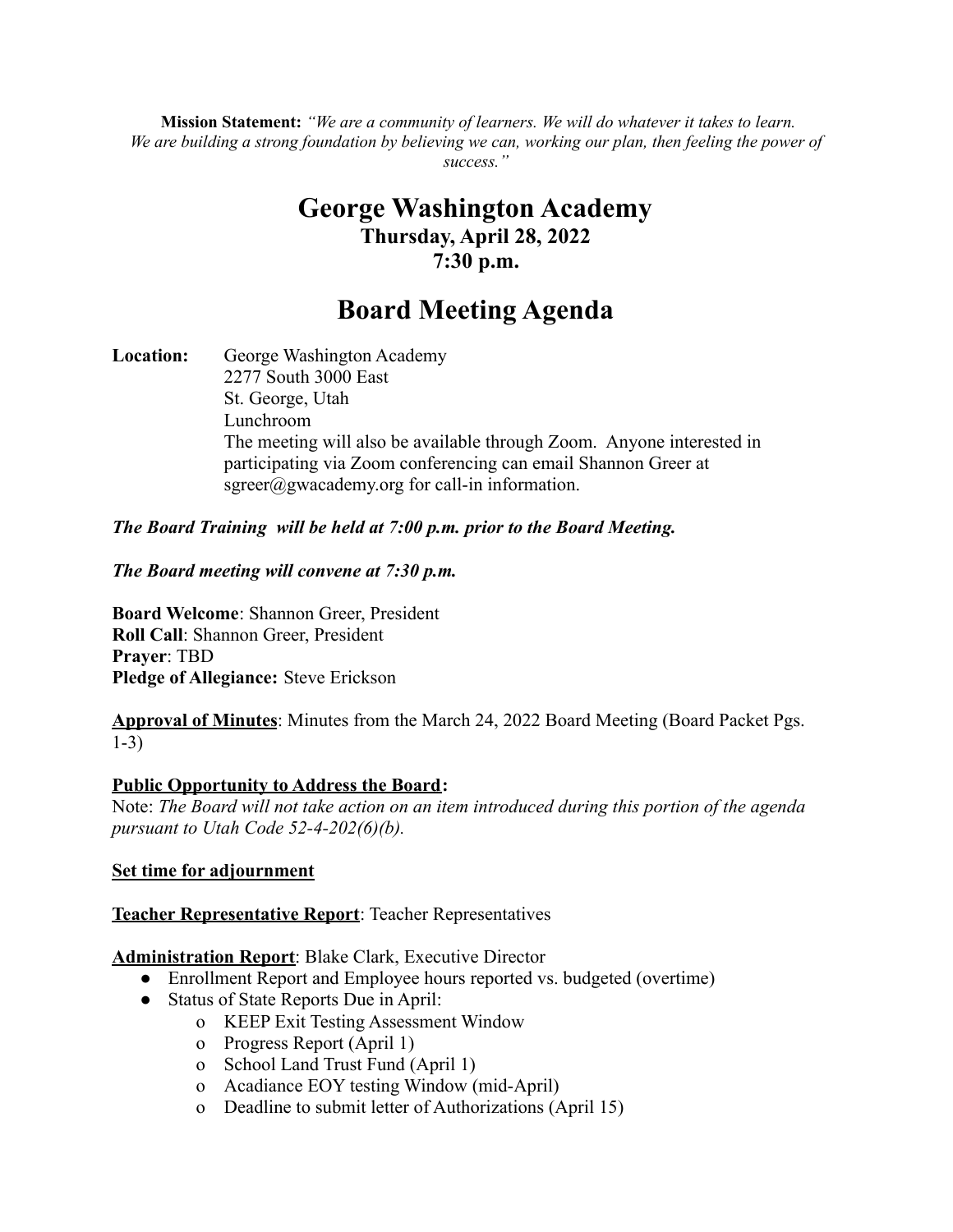**Mission Statement:** *"We are a community of learners. We will do whatever it takes to learn. We are building a strong foundation by believing we can, working our plan, then feeling the power of success."*

# George Washington Academy

### Thursday, April 28, 2022
### 7:30 p.m.

## Board Meeting Agenda

**Location:** George Washington Academy
2277 South 3000 East
St. George, Utah
Lunchroom
The meeting will also be available through Zoom. Anyone interested in participating via Zoom conferencing can email Shannon Greer at sgreer@gwacademy.org for call-in information.

***The Board Training will be held at 7:00 p.m. prior to the Board Meeting.***

***The Board meeting will convene at 7:30 p.m.***

**Board Welcome**: Shannon Greer, President
**Roll Call**: Shannon Greer, President
**Prayer**: TBD
**Pledge of Allegiance:** Steve Erickson

**Approval of Minutes**: Minutes from the March 24, 2022 Board Meeting (Board Packet Pgs. 1-3)

**Public Opportunity to Address the Board:**
Note: *The Board will not take action on an item introduced during this portion of the agenda pursuant to Utah Code 52-4-202(6)(b).*

**Set time for adjournment**

**Teacher Representative Report**: Teacher Representatives

**Administration Report**: Blake Clark, Executive Director

- Enrollment Report and Employee hours reported vs. budgeted (overtime)
- Status of State Reports Due in April:
  - KEEP Exit Testing Assessment Window
  - Progress Report (April 1)
  - School Land Trust Fund (April 1)
  - Acadiance EOY testing Window (mid-April)
  - Deadline to submit letter of Authorizations (April 15)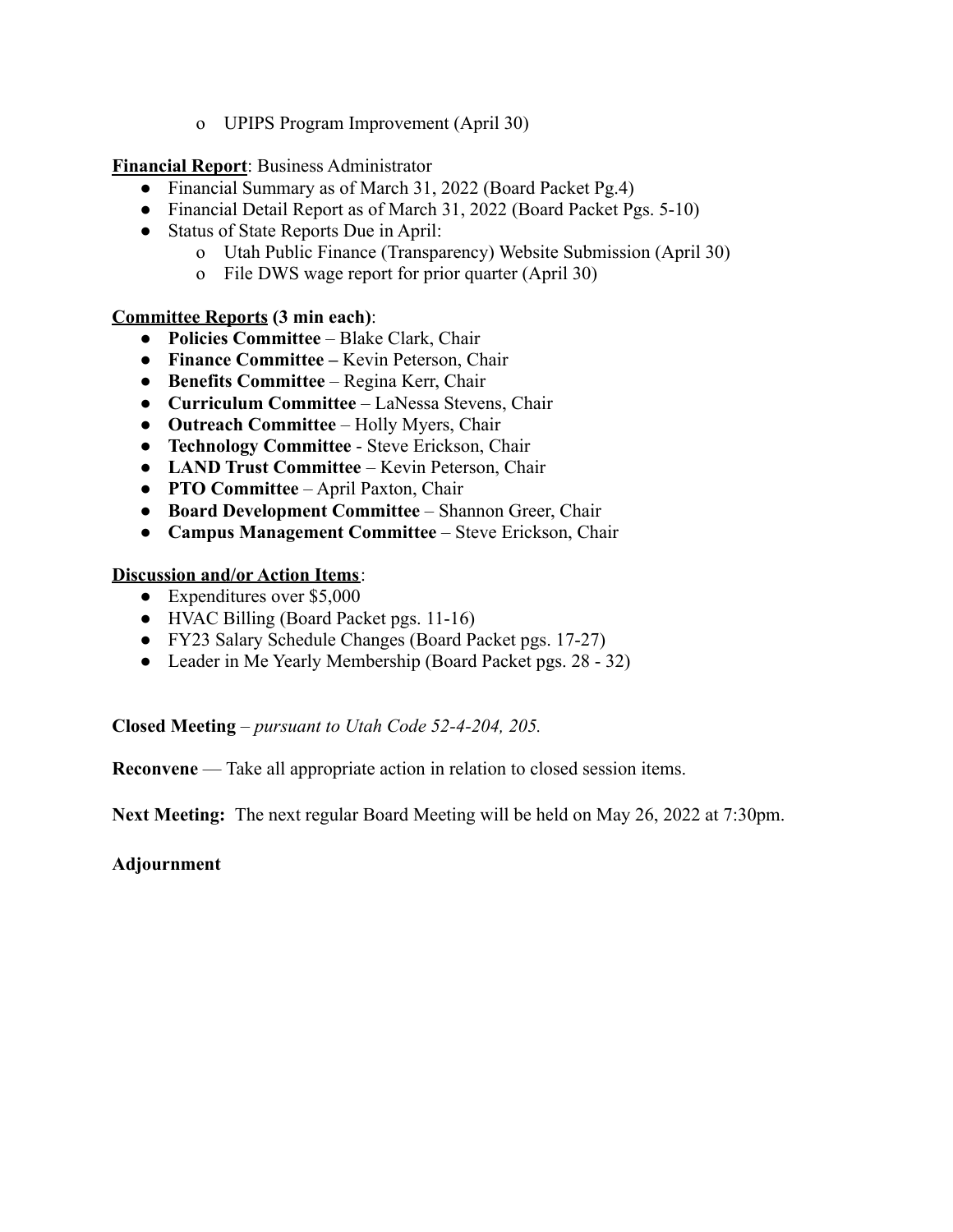- o UPIPS Program Improvement (April 30)

<u>**Financial Report**</u>: Business Administrator

- Financial Summary as of March 31, 2022 (Board Packet Pg.4)
- Financial Detail Report as of March 31, 2022 (Board Packet Pgs. 5-10)
- Status of State Reports Due in April:
  - o Utah Public Finance (Transparency) Website Submission (April 30)
  - o File DWS wage report for prior quarter (April 30)

<u>**Committee Reports**</u> **(3 min each)**:

- **Policies Committee** – Blake Clark, Chair
- **Finance Committee –** Kevin Peterson, Chair
- **Benefits Committee** – Regina Kerr, Chair
- **Curriculum Committee** – LaNessa Stevens, Chair
- **Outreach Committee** – Holly Myers, Chair
- **Technology Committee** - Steve Erickson, Chair
- **LAND Trust Committee** – Kevin Peterson, Chair
- **PTO Committee** – April Paxton, Chair
- **Board Development Committee** – Shannon Greer, Chair
- **Campus Management Committee** – Steve Erickson, Chair

<u>**Discussion and/or Action Items**</u>:

- Expenditures over $5,000
- HVAC Billing (Board Packet pgs. 11-16)
- FY23 Salary Schedule Changes (Board Packet pgs. 17-27)
- Leader in Me Yearly Membership (Board Packet pgs. 28 - 32)

**Closed Meeting** – *pursuant to Utah Code 52-4-204, 205.*

**Reconvene** — Take all appropriate action in relation to closed session items.

**Next Meeting:** The next regular Board Meeting will be held on May 26, 2022 at 7:30pm.

**Adjournment**